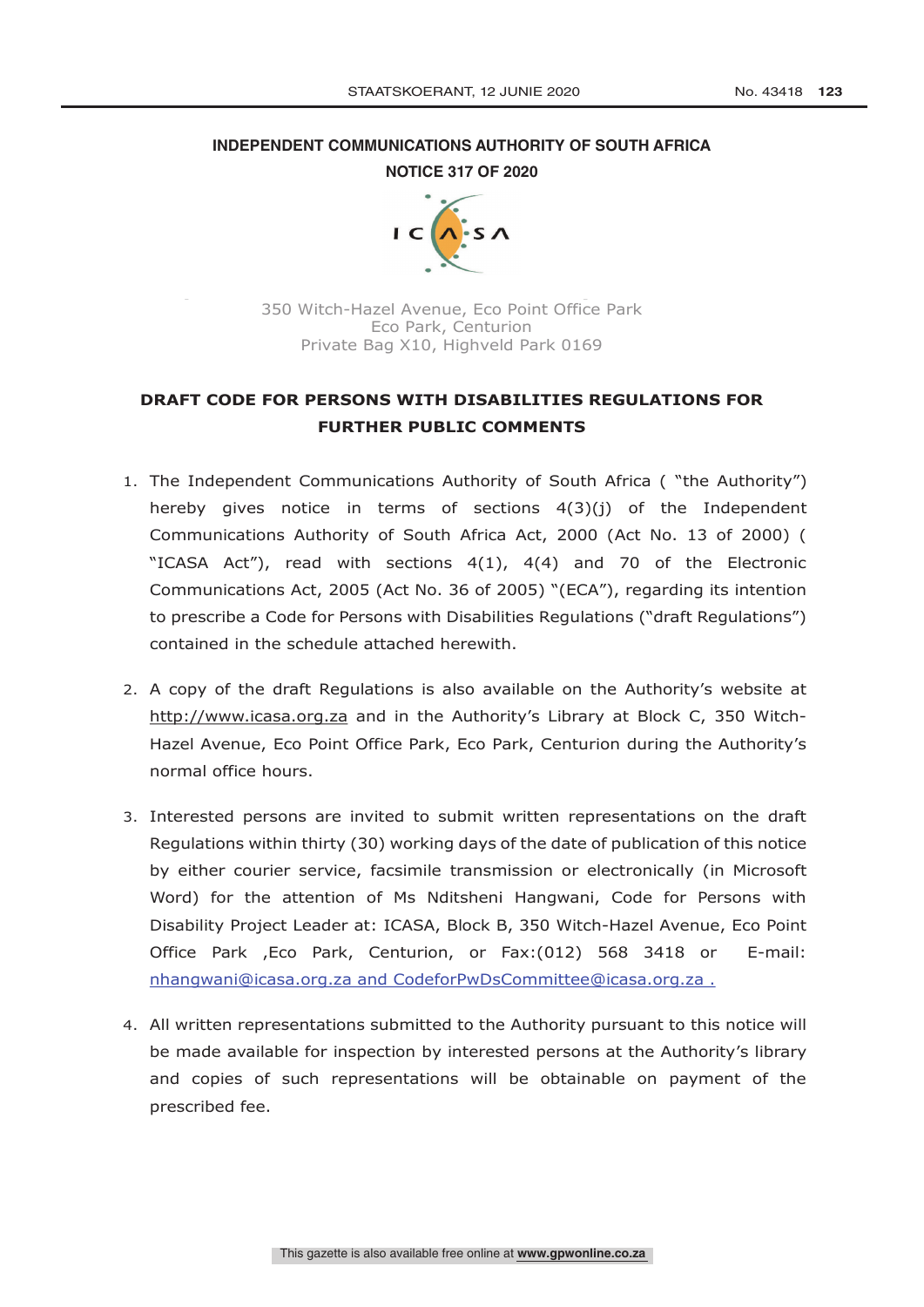**INDEPENDENT COMMUNICATIONS AUTHORITY OF SOUTH AFRICA**

**NOTICE 317 OF 2020**

350 Witch-Hazel Avenue, Eco Point Office Park
Eco Park, Centurion
Private Bag X10, Highveld Park 0169

## DRAFT CODE FOR PERSONS WITH DISABILITIES REGULATIONS FOR FURTHER PUBLIC COMMENTS

1. The Independent Communications Authority of South Africa ( "the Authority") hereby gives notice in terms of sections 4(3)(j) of the Independent Communications Authority of South Africa Act, 2000 (Act No. 13 of 2000) ( "ICASA Act"), read with sections 4(1), 4(4) and 70 of the Electronic Communications Act, 2005 (Act No. 36 of 2005) "(ECA"), regarding its intention to prescribe a Code for Persons with Disabilities Regulations ("draft Regulations") contained in the schedule attached herewith.

2. A copy of the draft Regulations is also available on the Authority's website at http://www.icasa.org.za and in the Authority's Library at Block C, 350 Witch-Hazel Avenue, Eco Point Office Park, Eco Park, Centurion during the Authority's normal office hours.

3. Interested persons are invited to submit written representations on the draft Regulations within thirty (30) working days of the date of publication of this notice by either courier service, facsimile transmission or electronically (in Microsoft Word) for the attention of Ms Nditsheni Hangwani, Code for Persons with Disability Project Leader at: ICASA, Block B, 350 Witch-Hazel Avenue, Eco Point Office Park ,Eco Park, Centurion, or Fax:(012) 568 3418 or E-mail: nhangwani@icasa.org.za and CodeforPwDsCommittee@icasa.org.za .

4. All written representations submitted to the Authority pursuant to this notice will be made available for inspection by interested persons at the Authority's library and copies of such representations will be obtainable on payment of the prescribed fee.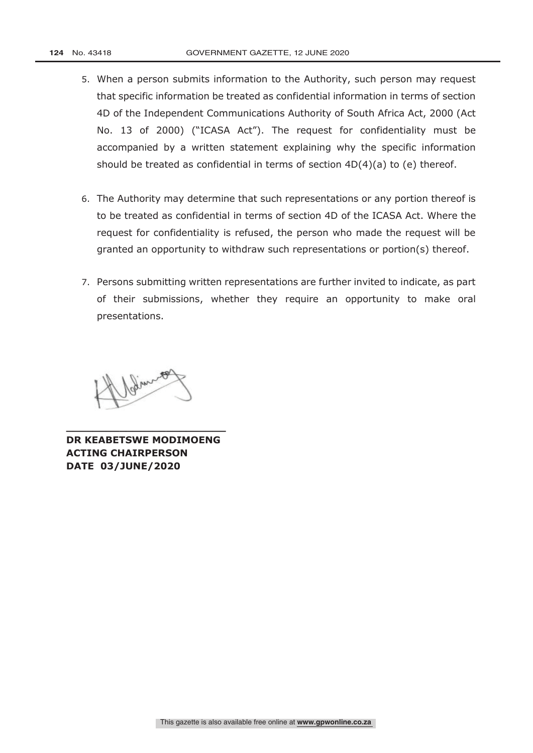5. When a person submits information to the Authority, such person may request that specific information be treated as confidential information in terms of section 4D of the Independent Communications Authority of South Africa Act, 2000 (Act No. 13 of 2000) ("ICASA Act"). The request for confidentiality must be accompanied by a written statement explaining why the specific information should be treated as confidential in terms of section 4D(4)(a) to (e) thereof.

6. The Authority may determine that such representations or any portion thereof is to be treated as confidential in terms of section 4D of the ICASA Act. Where the request for confidentiality is refused, the person who made the request will be granted an opportunity to withdraw such representations or portion(s) thereof.

7. Persons submitting written representations are further invited to indicate, as part of their submissions, whether they require an opportunity to make oral presentations.

**DR KEABETSWE MODIMOENG**
**ACTING CHAIRPERSON**
**DATE 03/JUNE/2020**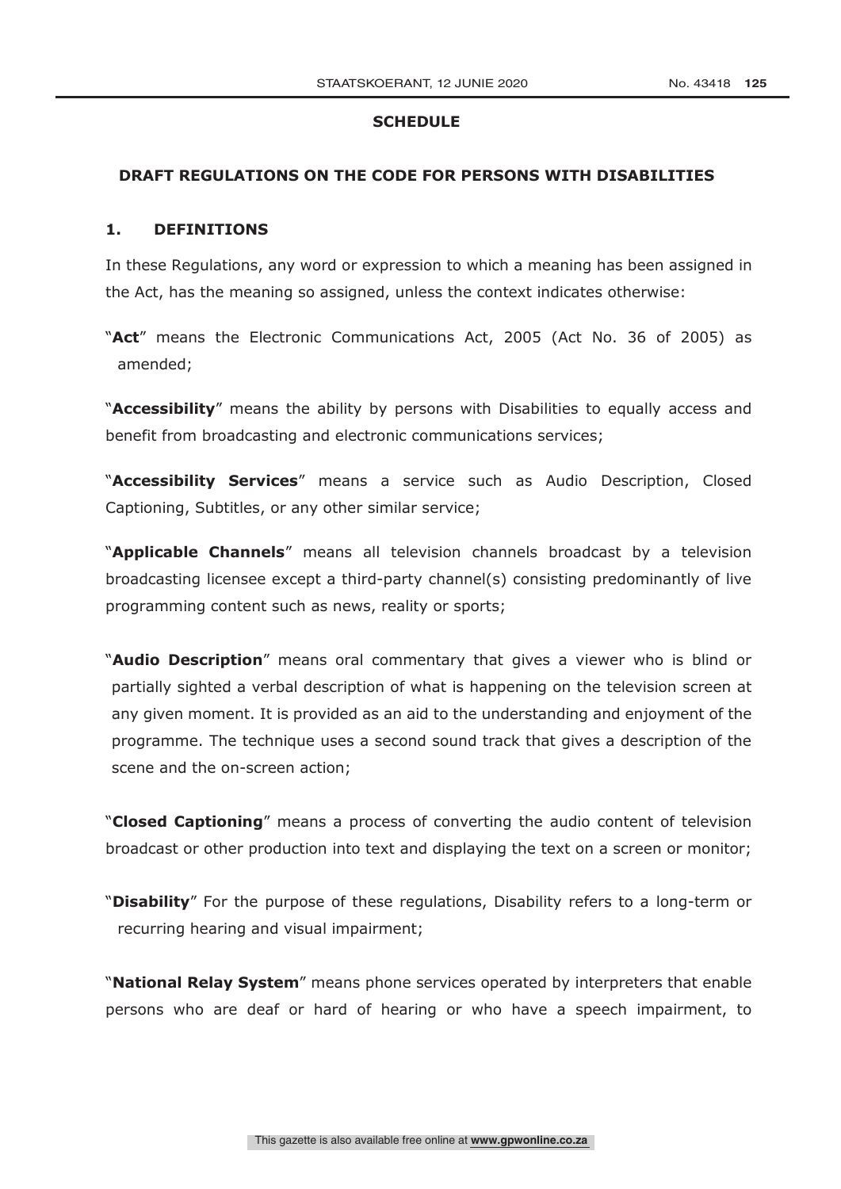**SCHEDULE**

**DRAFT REGULATIONS ON THE CODE FOR PERSONS WITH DISABILITIES**

## 1. DEFINITIONS

In these Regulations, any word or expression to which a meaning has been assigned in the Act, has the meaning so assigned, unless the context indicates otherwise:

"**Act**" means the Electronic Communications Act, 2005 (Act No. 36 of 2005) as amended;

"**Accessibility**" means the ability by persons with Disabilities to equally access and benefit from broadcasting and electronic communications services;

"**Accessibility Services**" means a service such as Audio Description, Closed Captioning, Subtitles, or any other similar service;

"**Applicable Channels**" means all television channels broadcast by a television broadcasting licensee except a third-party channel(s) consisting predominantly of live programming content such as news, reality or sports;

"**Audio Description**" means oral commentary that gives a viewer who is blind or partially sighted a verbal description of what is happening on the television screen at any given moment. It is provided as an aid to the understanding and enjoyment of the programme. The technique uses a second sound track that gives a description of the scene and the on-screen action;

"**Closed Captioning**" means a process of converting the audio content of television broadcast or other production into text and displaying the text on a screen or monitor;

"**Disability**" For the purpose of these regulations, Disability refers to a long-term or recurring hearing and visual impairment;

"**National Relay System**" means phone services operated by interpreters that enable persons who are deaf or hard of hearing or who have a speech impairment, to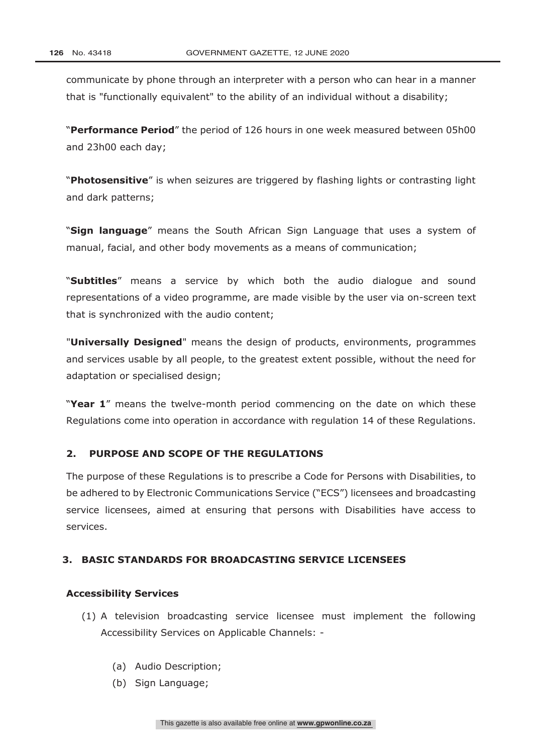communicate by phone through an interpreter with a person who can hear in a manner that is "functionally equivalent" to the ability of an individual without a disability;

"**Performance Period**" the period of 126 hours in one week measured between 05h00 and 23h00 each day;

"**Photosensitive**" is when seizures are triggered by flashing lights or contrasting light and dark patterns;

"**Sign language**" means the South African Sign Language that uses a system of manual, facial, and other body movements as a means of communication;

"**Subtitles**" means a service by which both the audio dialogue and sound representations of a video programme, are made visible by the user via on-screen text that is synchronized with the audio content;

"**Universally Designed**" means the design of products, environments, programmes and services usable by all people, to the greatest extent possible, without the need for adaptation or specialised design;

"**Year 1**" means the twelve-month period commencing on the date on which these Regulations come into operation in accordance with regulation 14 of these Regulations.

## 2. PURPOSE AND SCOPE OF THE REGULATIONS

The purpose of these Regulations is to prescribe a Code for Persons with Disabilities, to be adhered to by Electronic Communications Service ("ECS") licensees and broadcasting service licensees, aimed at ensuring that persons with Disabilities have access to services.

## 3. BASIC STANDARDS FOR BROADCASTING SERVICE LICENSEES

### Accessibility Services

(1) A television broadcasting service licensee must implement the following Accessibility Services on Applicable Channels: -

(a) Audio Description;
(b) Sign Language;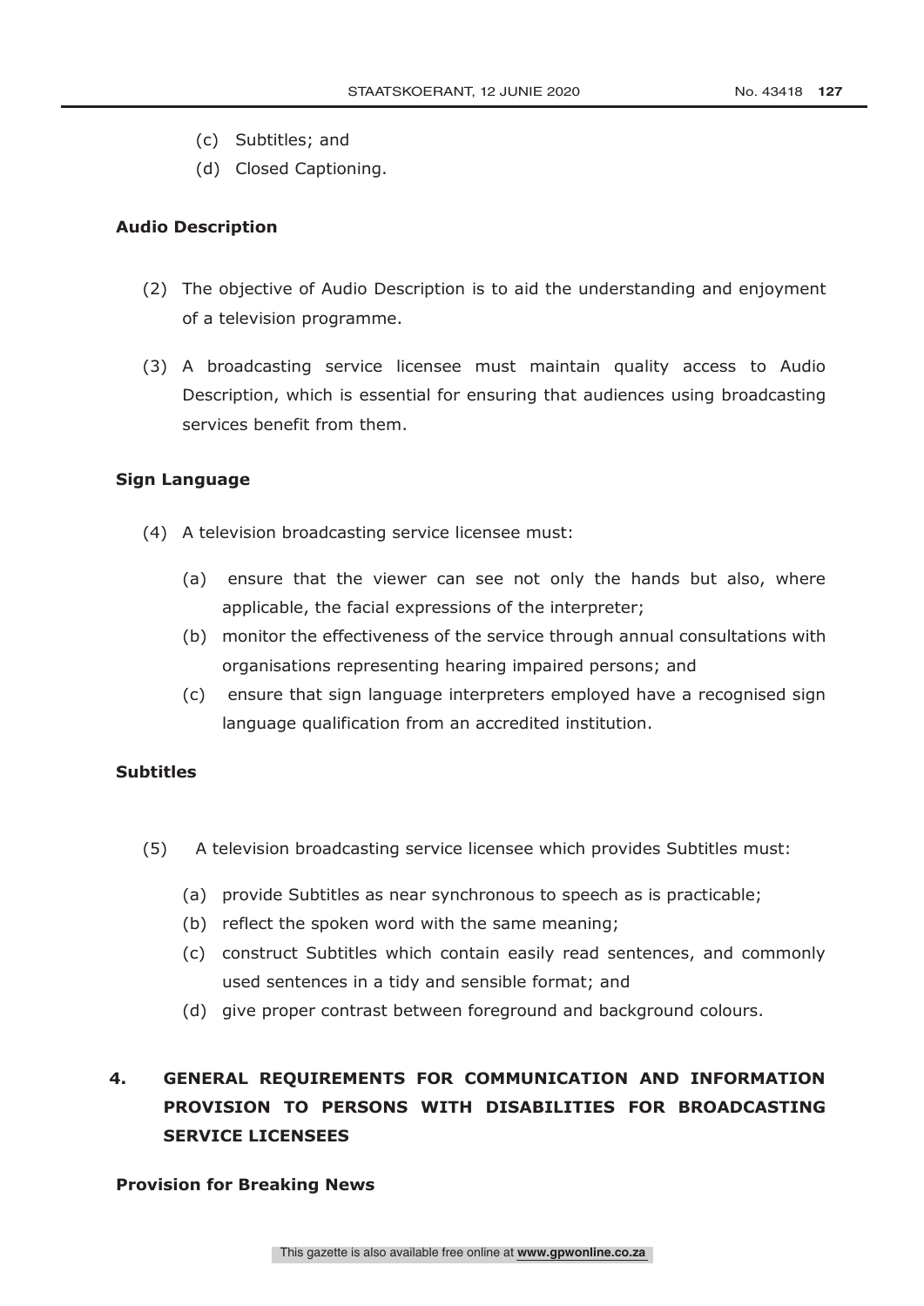(c) Subtitles; and

(d) Closed Captioning.

**Audio Description**

(2) The objective of Audio Description is to aid the understanding and enjoyment of a television programme.

(3) A broadcasting service licensee must maintain quality access to Audio Description, which is essential for ensuring that audiences using broadcasting services benefit from them.

**Sign Language**

(4) A television broadcasting service licensee must:

(a) ensure that the viewer can see not only the hands but also, where applicable, the facial expressions of the interpreter;

(b) monitor the effectiveness of the service through annual consultations with organisations representing hearing impaired persons; and

(c) ensure that sign language interpreters employed have a recognised sign language qualification from an accredited institution.

**Subtitles**

(5) A television broadcasting service licensee which provides Subtitles must:

(a) provide Subtitles as near synchronous to speech as is practicable;

(b) reflect the spoken word with the same meaning;

(c) construct Subtitles which contain easily read sentences, and commonly used sentences in a tidy and sensible format; and

(d) give proper contrast between foreground and background colours.

## 4. GENERAL REQUIREMENTS FOR COMMUNICATION AND INFORMATION PROVISION TO PERSONS WITH DISABILITIES FOR BROADCASTING SERVICE LICENSEES

**Provision for Breaking News**